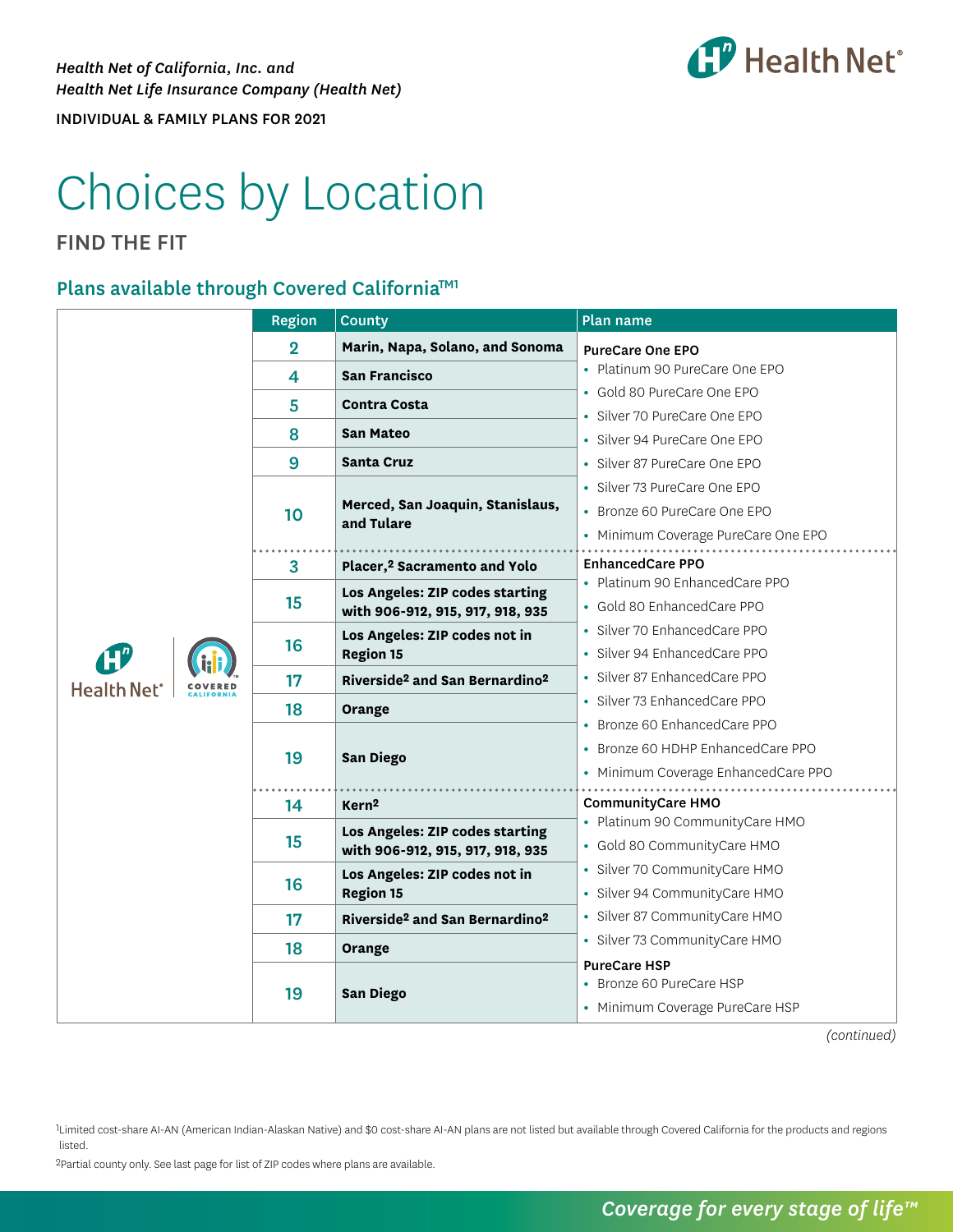*Health Net of California, Inc. and*
*Health Net Life Insurance Company (Health Net)*

INDIVIDUAL & FAMILY PLANS FOR 2021

# Choices by Location

## FIND THE FIT

### Plans available through Covered California™[1]

| Region | County | Plan name |
|---|---|---|
| 2 | **Marin, Napa, Solano, and Sonoma** | **PureCare One EPO**<br>• Platinum 90 PureCare One EPO<br>• Gold 80 PureCare One EPO<br>• Silver 70 PureCare One EPO<br>• Silver 94 PureCare One EPO<br>• Silver 87 PureCare One EPO<br>• Silver 73 PureCare One EPO<br>• Bronze 60 PureCare One EPO<br>• Minimum Coverage PureCare One EPO |
| 4 | **San Francisco** | |
| 5 | **Contra Costa** | |
| 8 | **San Mateo** | |
| 9 | **Santa Cruz** | |
| 10 | **Merced, San Joaquin, Stanislaus, and Tulare** | |
| 3 | **Placer,[2] Sacramento and Yolo** | **EnhancedCare PPO**<br>• Platinum 90 EnhancedCare PPO<br>• Gold 80 EnhancedCare PPO<br>• Silver 70 EnhancedCare PPO<br>• Silver 94 EnhancedCare PPO<br>• Silver 87 EnhancedCare PPO<br>• Silver 73 EnhancedCare PPO<br>• Bronze 60 EnhancedCare PPO<br>• Bronze 60 HDHP EnhancedCare PPO<br>• Minimum Coverage EnhancedCare PPO |
| 15 | **Los Angeles: ZIP codes starting with 906-912, 915, 917, 918, 935** | |
| 16 | **Los Angeles: ZIP codes not in Region 15** | |
| 17 | **Riverside[2] and San Bernardino[2]** | |
| 18 | **Orange** | |
| 19 | **San Diego** | |
| 14 | **Kern[2]** | **CommunityCare HMO**<br>• Platinum 90 CommunityCare HMO<br>• Gold 80 CommunityCare HMO<br>• Silver 70 CommunityCare HMO<br>• Silver 94 CommunityCare HMO<br>• Silver 87 CommunityCare HMO<br>• Silver 73 CommunityCare HMO<br>**PureCare HSP**<br>• Bronze 60 PureCare HSP<br>• Minimum Coverage PureCare HSP |
| 15 | **Los Angeles: ZIP codes starting with 906-912, 915, 917, 918, 935** | |
| 16 | **Los Angeles: ZIP codes not in Region 15** | |
| 17 | **Riverside[2] and San Bernardino[2]** | |
| 18 | **Orange** | |
| 19 | **San Diego** | |

*(continued)*

[1]Limited cost-share AI-AN (American Indian-Alaskan Native) and $0 cost-share AI-AN plans are not listed but available through Covered California for the products and regions listed.

[2]Partial county only. See last page for list of ZIP codes where plans are available.

*Coverage for every stage of life™*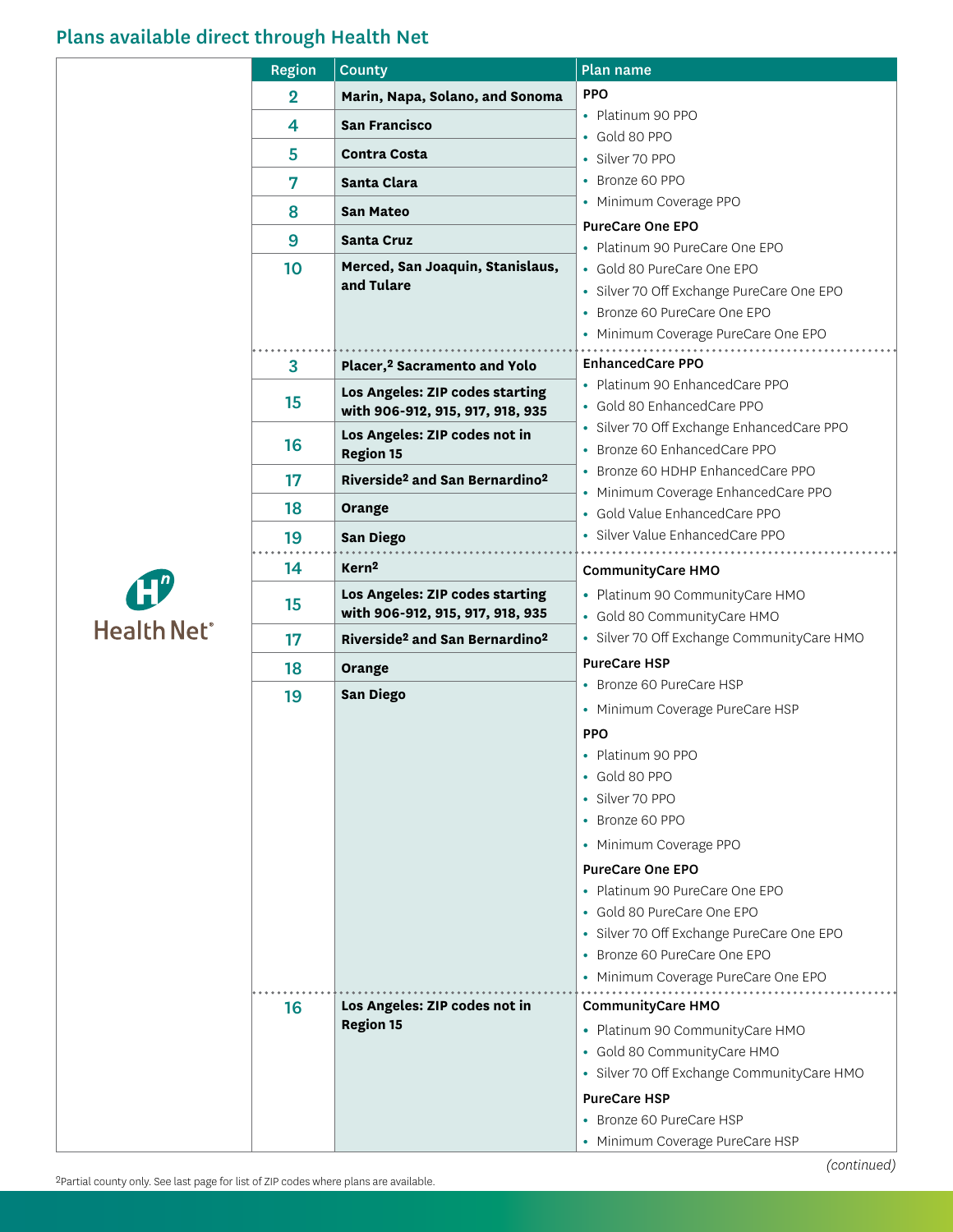## Plans available direct through Health Net

| Region | County | Plan name |
|---|---|---|
| 2 | Marin, Napa, Solano, and Sonoma | **PPO**<br>• Platinum 90 PPO<br>• Gold 80 PPO<br>• Silver 70 PPO<br>• Bronze 60 PPO<br>• Minimum Coverage PPO<br>**PureCare One EPO**<br>• Platinum 90 PureCare One EPO<br>• Gold 80 PureCare One EPO<br>• Silver 70 Off Exchange PureCare One EPO<br>• Bronze 60 PureCare One EPO<br>• Minimum Coverage PureCare One EPO |
| 4 | San Francisco | |
| 5 | Contra Costa | |
| 7 | Santa Clara | |
| 8 | San Mateo | |
| 9 | Santa Cruz | |
| 10 | Merced, San Joaquin, Stanislaus, and Tulare | |
| 3 | Placer,[2] Sacramento and Yolo | **EnhancedCare PPO**<br>• Platinum 90 EnhancedCare PPO<br>• Gold 80 EnhancedCare PPO<br>• Silver 70 Off Exchange EnhancedCare PPO<br>• Bronze 60 EnhancedCare PPO<br>• Bronze 60 HDHP EnhancedCare PPO<br>• Minimum Coverage EnhancedCare PPO<br>• Gold Value EnhancedCare PPO<br>• Silver Value EnhancedCare PPO |
| 15 | Los Angeles: ZIP codes starting with 906-912, 915, 917, 918, 935 | |
| 16 | Los Angeles: ZIP codes not in Region 15 | |
| 17 | Riverside[2] and San Bernardino[2] | |
| 18 | Orange | |
| 19 | San Diego | |
| 14 | Kern[2] | **CommunityCare HMO**<br>• Platinum 90 CommunityCare HMO<br>• Gold 80 CommunityCare HMO<br>• Silver 70 Off Exchange CommunityCare HMO<br>**PureCare HSP**<br>• Bronze 60 PureCare HSP<br>• Minimum Coverage PureCare HSP<br>**PPO**<br>• Platinum 90 PPO<br>• Gold 80 PPO<br>• Silver 70 PPO<br>• Bronze 60 PPO<br>• Minimum Coverage PPO<br>**PureCare One EPO**<br>• Platinum 90 PureCare One EPO<br>• Gold 80 PureCare One EPO<br>• Silver 70 Off Exchange PureCare One EPO<br>• Bronze 60 PureCare One EPO<br>• Minimum Coverage PureCare One EPO |
| 15 | Los Angeles: ZIP codes starting with 906-912, 915, 917, 918, 935 | |
| 17 | Riverside[2] and San Bernardino[2] | |
| 18 | Orange | |
| 19 | San Diego | |
| 16 | Los Angeles: ZIP codes not in Region 15 | **CommunityCare HMO**<br>• Platinum 90 CommunityCare HMO<br>• Gold 80 CommunityCare HMO<br>• Silver 70 Off Exchange CommunityCare HMO<br>**PureCare HSP**<br>• Bronze 60 PureCare HSP<br>• Minimum Coverage PureCare HSP |

*(continued)*

[2]Partial county only. See last page for list of ZIP codes where plans are available.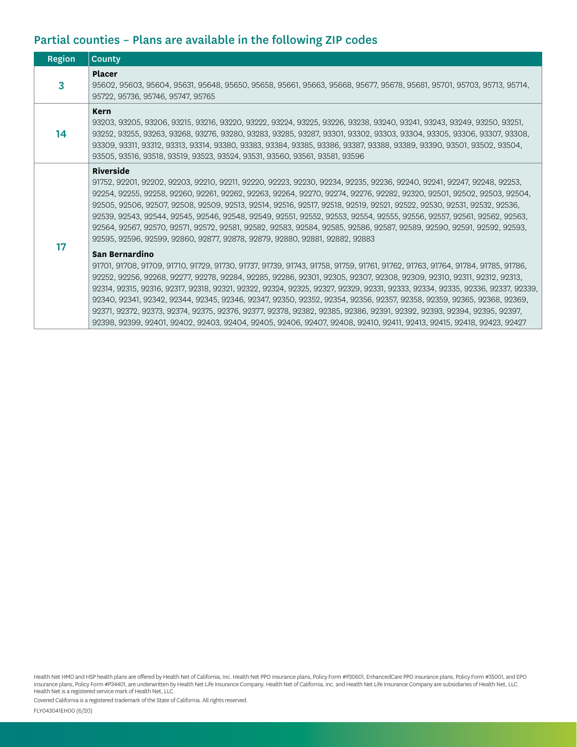## Partial counties – Plans are available in the following ZIP codes

| Region | County |
| --- | --- |
| 3 | **Placer**<br>95602, 95603, 95604, 95631, 95648, 95650, 95658, 95661, 95663, 95668, 95677, 95678, 95681, 95701, 95703, 95713, 95714, 95722, 95736, 95746, 95747, 95765 |
| 14 | **Kern**<br>93203, 93205, 93206, 93215, 93216, 93220, 93222, 93224, 93225, 93226, 93238, 93240, 93241, 93243, 93249, 93250, 93251, 93252, 93255, 93263, 93268, 93276, 93280, 93283, 93285, 93287, 93301, 93302, 93303, 93304, 93305, 93306, 93307, 93308, 93309, 93311, 93312, 93313, 93314, 93380, 93383, 93384, 93385, 93386, 93387, 93388, 93389, 93390, 93501, 93502, 93504, 93505, 93516, 93518, 93519, 93523, 93524, 93531, 93560, 93561, 93581, 93596 |
| 17 | **Riverside**<br>91752, 92201, 92202, 92203, 92210, 92211, 92220, 92223, 92230, 92234, 92235, 92236, 92240, 92241, 92247, 92248, 92253, 92254, 92255, 92258, 92260, 92261, 92262, 92263, 92264, 92270, 92274, 92276, 92282, 92320, 92501, 92502, 92503, 92504, 92505, 92506, 92507, 92508, 92509, 92513, 92514, 92516, 92517, 92518, 92519, 92521, 92522, 92530, 92531, 92532, 92536, 92539, 92543, 92544, 92545, 92546, 92548, 92549, 92551, 92552, 92553, 92554, 92555, 92556, 92557, 92561, 92562, 92563, 92564, 92567, 92570, 92571, 92572, 92581, 92582, 92583, 92584, 92585, 92586, 92587, 92589, 92590, 92591, 92592, 92593, 92595, 92596, 92599, 92860, 92877, 92878, 92879, 92880, 92881, 92882, 92883<br><br>**San Bernardino**<br>91701, 91708, 91709, 91710, 91729, 91730, 91737, 91739, 91743, 91758, 91759, 91761, 91762, 91763, 91764, 91784, 91785, 91786, 92252, 92256, 92268, 92277, 92278, 92284, 92285, 92286, 92301, 92305, 92307, 92308, 92309, 92310, 92311, 92312, 92313, 92314, 92315, 92316, 92317, 92318, 92321, 92322, 92324, 92325, 92327, 92329, 92331, 92333, 92334, 92335, 92336, 92337, 92339, 92340, 92341, 92342, 92344, 92345, 92346, 92347, 92350, 92352, 92354, 92356, 92357, 92358, 92359, 92365, 92368, 92369, 92371, 92372, 92373, 92374, 92375, 92376, 92377, 92378, 92382, 92385, 92386, 92391, 92392, 92393, 92394, 92395, 92397, 92398, 92399, 92401, 92402, 92403, 92404, 92405, 92406, 92407, 92408, 92410, 92411, 92413, 92415, 92418, 92423, 92427 |

Health Net HMO and HSP health plans are offered by Health Net of California, Inc. Health Net PPO insurance plans, Policy Form #P30601, EnhancedCare PPO insurance plans, Policy Form #35001, and EPO insurance plans, Policy Form #P34401, are underwritten by Health Net Life Insurance Company. Health Net of California, Inc. and Health Net Life Insurance Company are subsidiaries of Health Net, LLC. Health Net is a registered service mark of Health Net, LLC.

Covered California is a registered trademark of the State of California. All rights reserved.

FLY043041EH00 (6/20)